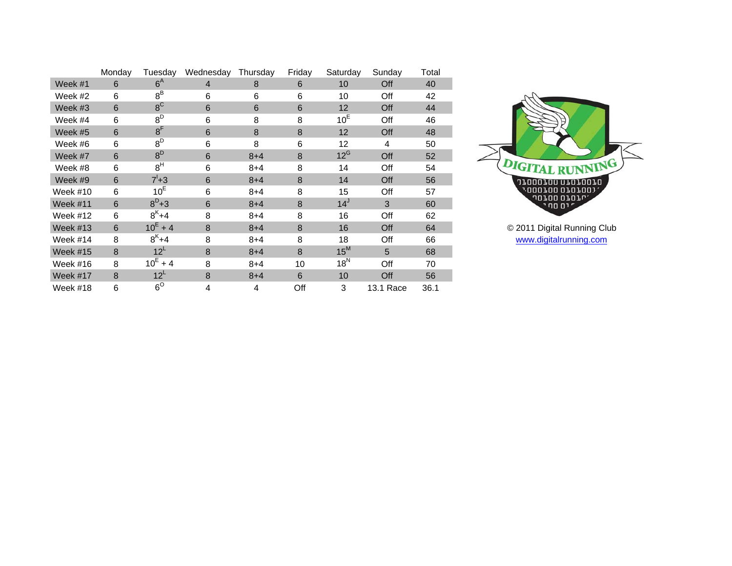| | Monday | Tuesday | Wednesday | Thursday | Friday | Saturday | Sunday | Total |
|---|---|---|---|---|---|---|---|---|
| Week #1 | 6 | 6[A] | 4 | 8 | 6 | 10 | Off | 40 |
| Week #2 | 6 | 8[B] | 6 | 6 | 6 | 10 | Off | 42 |
| Week #3 | 6 | 8[C] | 6 | 6 | 6 | 12 | Off | 44 |
| Week #4 | 6 | 8[D] | 6 | 8 | 8 | 10[E] | Off | 46 |
| Week #5 | 6 | 8[F] | 6 | 8 | 8 | 12 | Off | 48 |
| Week #6 | 6 | 8[D] | 6 | 8 | 6 | 12 | 4 | 50 |
| Week #7 | 6 | 8[D] | 6 | 8+4 | 8 | 12[G] | Off | 52 |
| Week #8 | 6 | 8[H] | 6 | 8+4 | 8 | 14 | Off | 54 |
| Week #9 | 6 | 7[I]+3 | 6 | 8+4 | 8 | 14 | Off | 56 |
| Week #10 | 6 | 10[E] | 6 | 8+4 | 8 | 15 | Off | 57 |
| Week #11 | 6 | 8[D]+3 | 6 | 8+4 | 8 | 14[J] | 3 | 60 |
| Week #12 | 6 | 8[K]+4 | 8 | 8+4 | 8 | 16 | Off | 62 |
| Week #13 | 6 | 10[E] + 4 | 8 | 8+4 | 8 | 16 | Off | 64 |
| Week #14 | 8 | 8[K]+4 | 8 | 8+4 | 8 | 18 | Off | 66 |
| Week #15 | 8 | 12[L] | 8 | 8+4 | 8 | 15[M] | 5 | 68 |
| Week #16 | 8 | 10[E] + 4 | 8 | 8+4 | 10 | 18[N] | Off | 70 |
| Week #17 | 8 | 12[L] | 8 | 8+4 | 6 | 10 | Off | 56 |
| Week #18 | 6 | 6[O] | 4 | 4 | Off | 3 | 13.1 Race | 36.1 |

© 2011 Digital Running Club
www.digitalrunning.com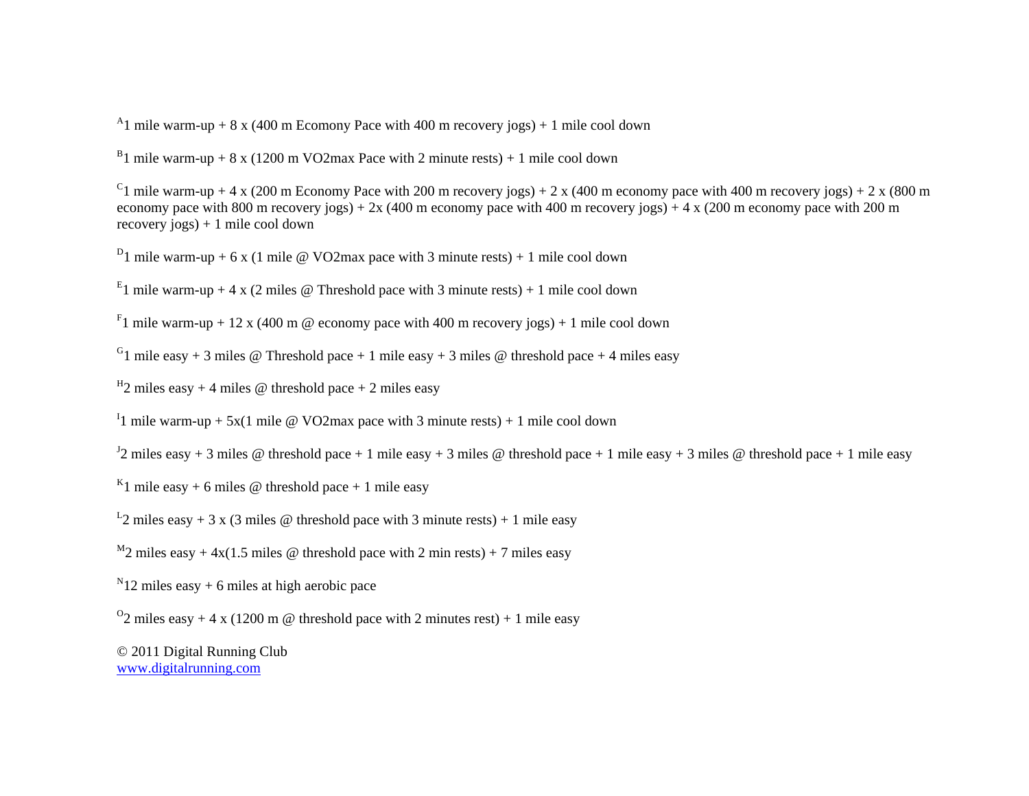[A]1 mile warm-up + 8 x (400 m Ecomony Pace with 400 m recovery jogs) + 1 mile cool down

[B]1 mile warm-up + 8 x (1200 m VO2max Pace with 2 minute rests) + 1 mile cool down

[C]1 mile warm-up + 4 x (200 m Economy Pace with 200 m recovery jogs) + 2 x (400 m economy pace with 400 m recovery jogs) + 2 x (800 m economy pace with 800 m recovery jogs) + 2x (400 m economy pace with 400 m recovery jogs) + 4 x (200 m economy pace with 200 m recovery jogs) + 1 mile cool down

[D]1 mile warm-up + 6 x (1 mile @ VO2max pace with 3 minute rests) + 1 mile cool down

[E]1 mile warm-up + 4 x (2 miles @ Threshold pace with 3 minute rests) + 1 mile cool down

[F]1 mile warm-up + 12 x (400 m @ economy pace with 400 m recovery jogs) + 1 mile cool down

[G]1 mile easy + 3 miles @ Threshold pace + 1 mile easy + 3 miles @ threshold pace + 4 miles easy

[H]2 miles easy + 4 miles @ threshold pace + 2 miles easy

[I]1 mile warm-up + 5x(1 mile @ VO2max pace with 3 minute rests) + 1 mile cool down

[J]2 miles easy + 3 miles @ threshold pace + 1 mile easy + 3 miles @ threshold pace + 1 mile easy + 3 miles @ threshold pace + 1 mile easy

[K]1 mile easy + 6 miles @ threshold pace + 1 mile easy

[L]2 miles easy + 3 x (3 miles @ threshold pace with 3 minute rests) + 1 mile easy

[M]2 miles easy + 4x(1.5 miles @ threshold pace with 2 min rests) + 7 miles easy

[N]12 miles easy + 6 miles at high aerobic pace

[O]2 miles easy + 4 x (1200 m @ threshold pace with 2 minutes rest) + 1 mile easy

© 2011 Digital Running Club
www.digitalrunning.com